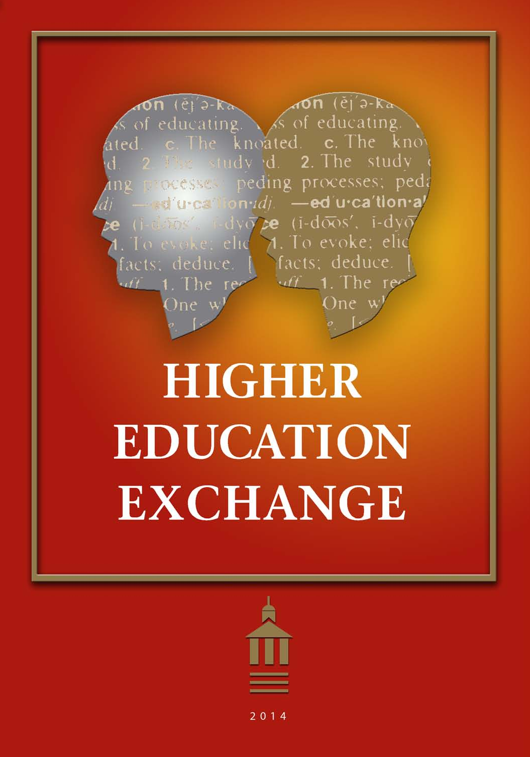# HIGHER EDUCATION EXCHANGE

2014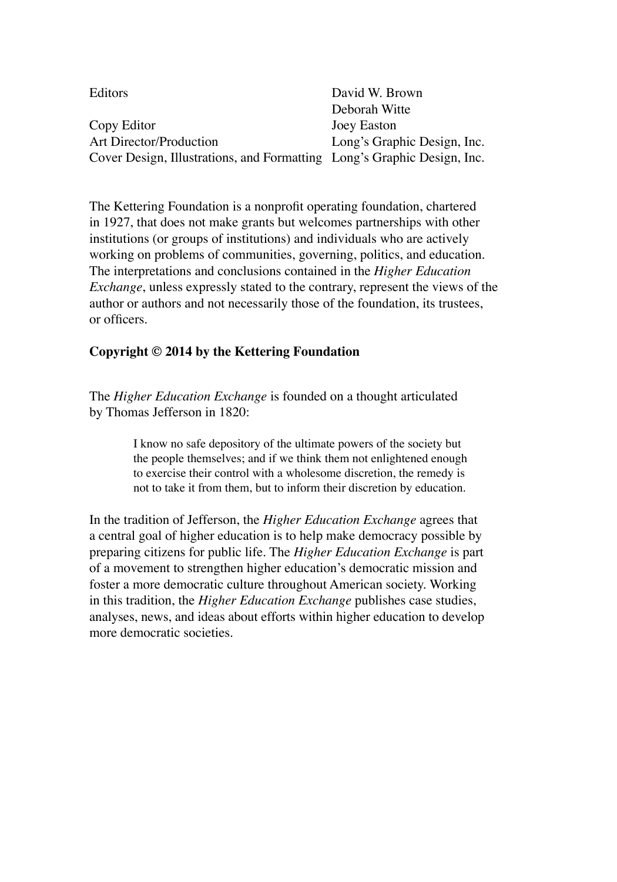| | |
|---|---|
| Editors | David W. Brown |
| | Deborah Witte |
| Copy Editor | Joey Easton |
| Art Director/Production | Long's Graphic Design, Inc. |
| Cover Design, Illustrations, and Formatting | Long's Graphic Design, Inc. |

The Kettering Foundation is a nonprofit operating foundation, chartered in 1927, that does not make grants but welcomes partnerships with other institutions (or groups of institutions) and individuals who are actively working on problems of communities, governing, politics, and education. The interpretations and conclusions contained in the *Higher Education Exchange*, unless expressly stated to the contrary, represent the views of the author or authors and not necessarily those of the foundation, its trustees, or officers.

**Copyright © 2014 by the Kettering Foundation**

The *Higher Education Exchange* is founded on a thought articulated by Thomas Jefferson in 1820:

> I know no safe depository of the ultimate powers of the society but the people themselves; and if we think them not enlightened enough to exercise their control with a wholesome discretion, the remedy is not to take it from them, but to inform their discretion by education.

In the tradition of Jefferson, the *Higher Education Exchange* agrees that a central goal of higher education is to help make democracy possible by preparing citizens for public life. The *Higher Education Exchange* is part of a movement to strengthen higher education's democratic mission and foster a more democratic culture throughout American society. Working in this tradition, the *Higher Education Exchange* publishes case studies, analyses, news, and ideas about efforts within higher education to develop more democratic societies.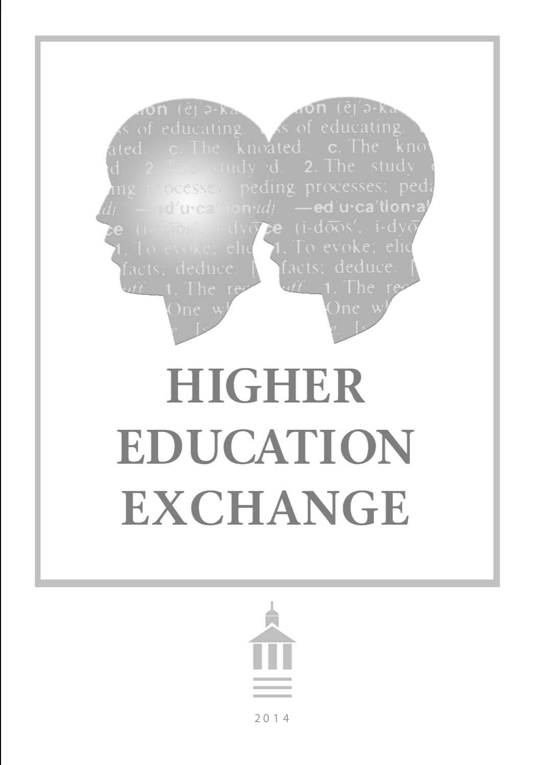# HIGHER EDUCATION EXCHANGE

2014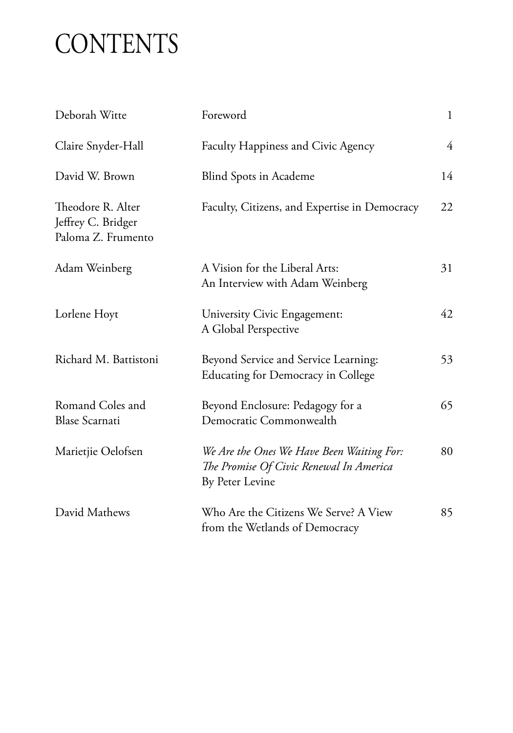# CONTENTS

| | | |
|---|---|---|
| Deborah Witte | Foreword | 1 |
| Claire Snyder-Hall | Faculty Happiness and Civic Agency | 4 |
| David W. Brown | Blind Spots in Academe | 14 |
| Theodore R. Alter<br>Jeffrey C. Bridger<br>Paloma Z. Frumento | Faculty, Citizens, and Expertise in Democracy | 22 |
| Adam Weinberg | A Vision for the Liberal Arts:<br>An Interview with Adam Weinberg | 31 |
| Lorlene Hoyt | University Civic Engagement:<br>A Global Perspective | 42 |
| Richard M. Battistoni | Beyond Service and Service Learning:<br>Educating for Democracy in College | 53 |
| Romand Coles and<br>Blase Scarnati | Beyond Enclosure: Pedagogy for a<br>Democratic Commonwealth | 65 |
| Marietjie Oelofsen | *We Are the Ones We Have Been Waiting For:*<br>*The Promise Of Civic Renewal In America*<br>By Peter Levine | 80 |
| David Mathews | Who Are the Citizens We Serve? A View<br>from the Wetlands of Democracy | 85 |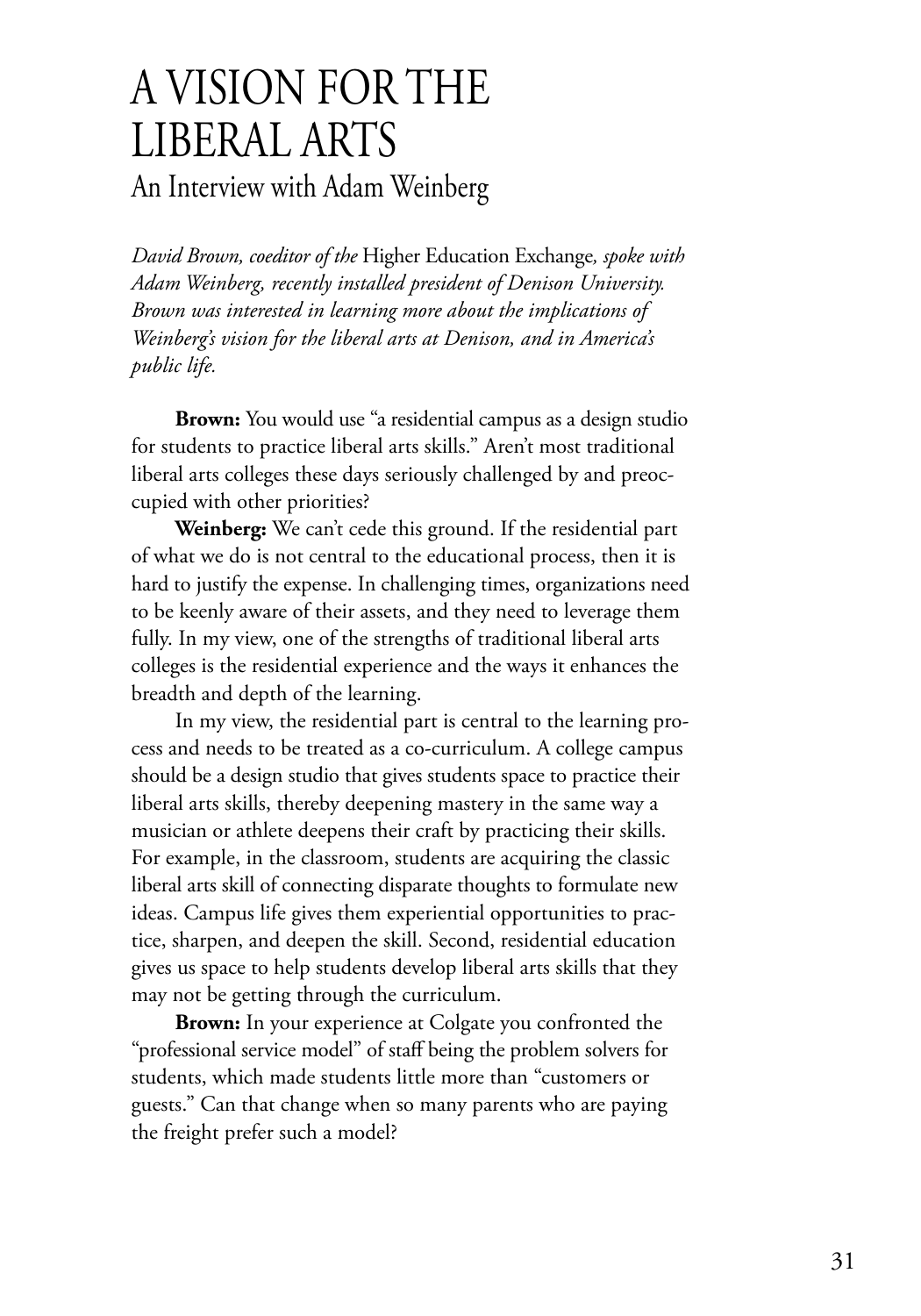# A VISION FOR THE LIBERAL ARTS

## An Interview with Adam Weinberg

*David Brown, coeditor of the* Higher Education Exchange*, spoke with Adam Weinberg, recently installed president of Denison University. Brown was interested in learning more about the implications of Weinberg's vision for the liberal arts at Denison, and in America's public life.*

**Brown:** You would use "a residential campus as a design studio for students to practice liberal arts skills." Aren't most traditional liberal arts colleges these days seriously challenged by and preoccupied with other priorities?

**Weinberg:** We can't cede this ground. If the residential part of what we do is not central to the educational process, then it is hard to justify the expense. In challenging times, organizations need to be keenly aware of their assets, and they need to leverage them fully. In my view, one of the strengths of traditional liberal arts colleges is the residential experience and the ways it enhances the breadth and depth of the learning.

In my view, the residential part is central to the learning process and needs to be treated as a co-curriculum. A college campus should be a design studio that gives students space to practice their liberal arts skills, thereby deepening mastery in the same way a musician or athlete deepens their craft by practicing their skills. For example, in the classroom, students are acquiring the classic liberal arts skill of connecting disparate thoughts to formulate new ideas. Campus life gives them experiential opportunities to practice, sharpen, and deepen the skill. Second, residential education gives us space to help students develop liberal arts skills that they may not be getting through the curriculum.

**Brown:** In your experience at Colgate you confronted the "professional service model" of staff being the problem solvers for students, which made students little more than "customers or guests." Can that change when so many parents who are paying the freight prefer such a model?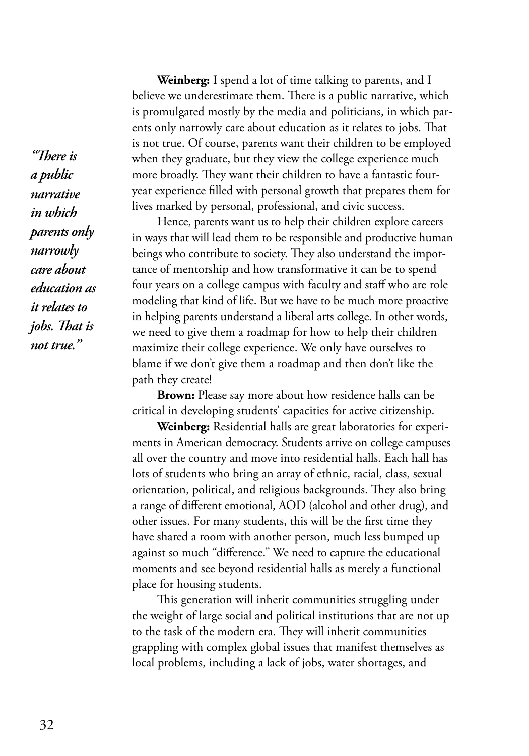*"There is a public narrative in which parents only narrowly care about education as it relates to jobs. That is not true."*

**Weinberg:** I spend a lot of time talking to parents, and I believe we underestimate them. There is a public narrative, which is promulgated mostly by the media and politicians, in which parents only narrowly care about education as it relates to jobs. That is not true. Of course, parents want their children to be employed when they graduate, but they view the college experience much more broadly. They want their children to have a fantastic four-year experience filled with personal growth that prepares them for lives marked by personal, professional, and civic success.

Hence, parents want us to help their children explore careers in ways that will lead them to be responsible and productive human beings who contribute to society. They also understand the importance of mentorship and how transformative it can be to spend four years on a college campus with faculty and staff who are role modeling that kind of life. But we have to be much more proactive in helping parents understand a liberal arts college. In other words, we need to give them a roadmap for how to help their children maximize their college experience. We only have ourselves to blame if we don't give them a roadmap and then don't like the path they create!

**Brown:** Please say more about how residence halls can be critical in developing students' capacities for active citizenship.

**Weinberg:** Residential halls are great laboratories for experiments in American democracy. Students arrive on college campuses all over the country and move into residential halls. Each hall has lots of students who bring an array of ethnic, racial, class, sexual orientation, political, and religious backgrounds. They also bring a range of different emotional, AOD (alcohol and other drug), and other issues. For many students, this will be the first time they have shared a room with another person, much less bumped up against so much "difference." We need to capture the educational moments and see beyond residential halls as merely a functional place for housing students.

This generation will inherit communities struggling under the weight of large social and political institutions that are not up to the task of the modern era. They will inherit communities grappling with complex global issues that manifest themselves as local problems, including a lack of jobs, water shortages, and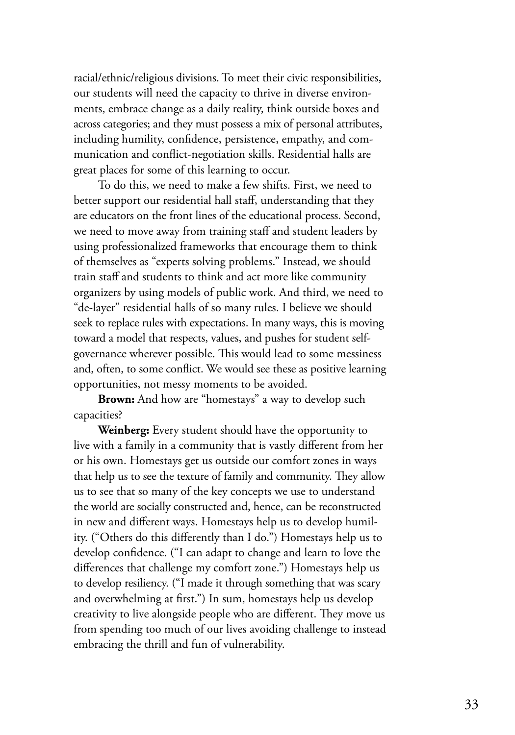racial/ethnic/religious divisions. To meet their civic responsibilities, our students will need the capacity to thrive in diverse environments, embrace change as a daily reality, think outside boxes and across categories; and they must possess a mix of personal attributes, including humility, confidence, persistence, empathy, and communication and conflict-negotiation skills. Residential halls are great places for some of this learning to occur.

To do this, we need to make a few shifts. First, we need to better support our residential hall staff, understanding that they are educators on the front lines of the educational process. Second, we need to move away from training staff and student leaders by using professionalized frameworks that encourage them to think of themselves as "experts solving problems." Instead, we should train staff and students to think and act more like community organizers by using models of public work. And third, we need to "de-layer" residential halls of so many rules. I believe we should seek to replace rules with expectations. In many ways, this is moving toward a model that respects, values, and pushes for student self-governance wherever possible. This would lead to some messiness and, often, to some conflict. We would see these as positive learning opportunities, not messy moments to be avoided.

**Brown:** And how are "homestays" a way to develop such capacities?

**Weinberg:** Every student should have the opportunity to live with a family in a community that is vastly different from her or his own. Homestays get us outside our comfort zones in ways that help us to see the texture of family and community. They allow us to see that so many of the key concepts we use to understand the world are socially constructed and, hence, can be reconstructed in new and different ways. Homestays help us to develop humility. ("Others do this differently than I do.") Homestays help us to develop confidence. ("I can adapt to change and learn to love the differences that challenge my comfort zone.") Homestays help us to develop resiliency. ("I made it through something that was scary and overwhelming at first.") In sum, homestays help us develop creativity to live alongside people who are different. They move us from spending too much of our lives avoiding challenge to instead embracing the thrill and fun of vulnerability.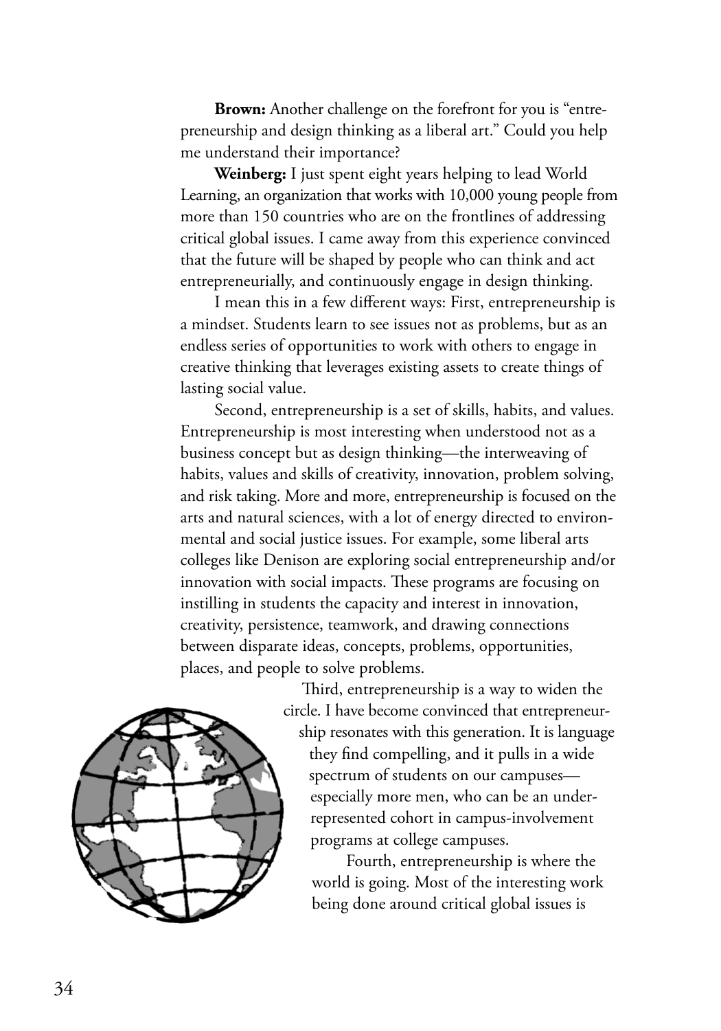**Brown:** Another challenge on the forefront for you is "entrepreneurship and design thinking as a liberal art." Could you help me understand their importance?

**Weinberg:** I just spent eight years helping to lead World Learning, an organization that works with 10,000 young people from more than 150 countries who are on the frontlines of addressing critical global issues. I came away from this experience convinced that the future will be shaped by people who can think and act entrepreneurially, and continuously engage in design thinking.

I mean this in a few different ways: First, entrepreneurship is a mindset. Students learn to see issues not as problems, but as an endless series of opportunities to work with others to engage in creative thinking that leverages existing assets to create things of lasting social value.

Second, entrepreneurship is a set of skills, habits, and values. Entrepreneurship is most interesting when understood not as a business concept but as design thinking—the interweaving of habits, values and skills of creativity, innovation, problem solving, and risk taking. More and more, entrepreneurship is focused on the arts and natural sciences, with a lot of energy directed to environmental and social justice issues. For example, some liberal arts colleges like Denison are exploring social entrepreneurship and/or innovation with social impacts. These programs are focusing on instilling in students the capacity and interest in innovation, creativity, persistence, teamwork, and drawing connections between disparate ideas, concepts, problems, opportunities, places, and people to solve problems.

Third, entrepreneurship is a way to widen the circle. I have become convinced that entrepreneurship resonates with this generation. It is language they find compelling, and it pulls in a wide spectrum of students on our campuses—especially more men, who can be an under-represented cohort in campus-involvement programs at college campuses.

Fourth, entrepreneurship is where the world is going. Most of the interesting work being done around critical global issues is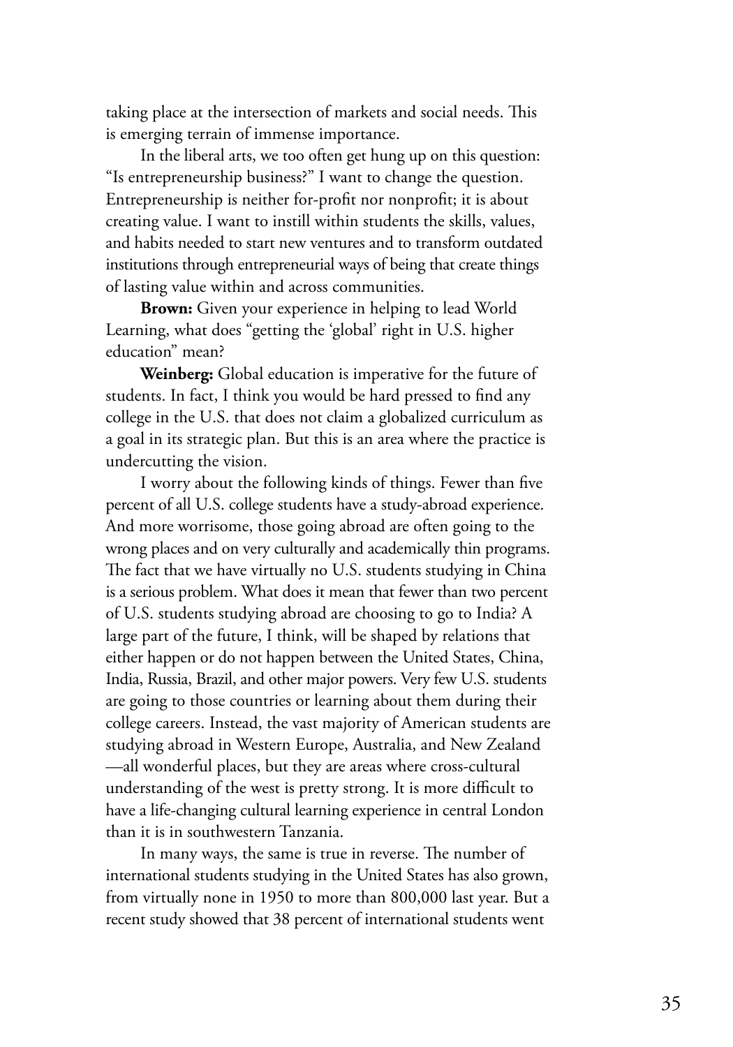taking place at the intersection of markets and social needs. This is emerging terrain of immense importance.

In the liberal arts, we too often get hung up on this question: "Is entrepreneurship business?" I want to change the question. Entrepreneurship is neither for-profit nor nonprofit; it is about creating value. I want to instill within students the skills, values, and habits needed to start new ventures and to transform outdated institutions through entrepreneurial ways of being that create things of lasting value within and across communities.

**Brown:** Given your experience in helping to lead World Learning, what does "getting the 'global' right in U.S. higher education" mean?

**Weinberg:** Global education is imperative for the future of students. In fact, I think you would be hard pressed to find any college in the U.S. that does not claim a globalized curriculum as a goal in its strategic plan. But this is an area where the practice is undercutting the vision.

I worry about the following kinds of things. Fewer than five percent of all U.S. college students have a study-abroad experience. And more worrisome, those going abroad are often going to the wrong places and on very culturally and academically thin programs. The fact that we have virtually no U.S. students studying in China is a serious problem. What does it mean that fewer than two percent of U.S. students studying abroad are choosing to go to India? A large part of the future, I think, will be shaped by relations that either happen or do not happen between the United States, China, India, Russia, Brazil, and other major powers. Very few U.S. students are going to those countries or learning about them during their college careers. Instead, the vast majority of American students are studying abroad in Western Europe, Australia, and New Zealand —all wonderful places, but they are areas where cross-cultural understanding of the west is pretty strong. It is more difficult to have a life-changing cultural learning experience in central London than it is in southwestern Tanzania.

In many ways, the same is true in reverse. The number of international students studying in the United States has also grown, from virtually none in 1950 to more than 800,000 last year. But a recent study showed that 38 percent of international students went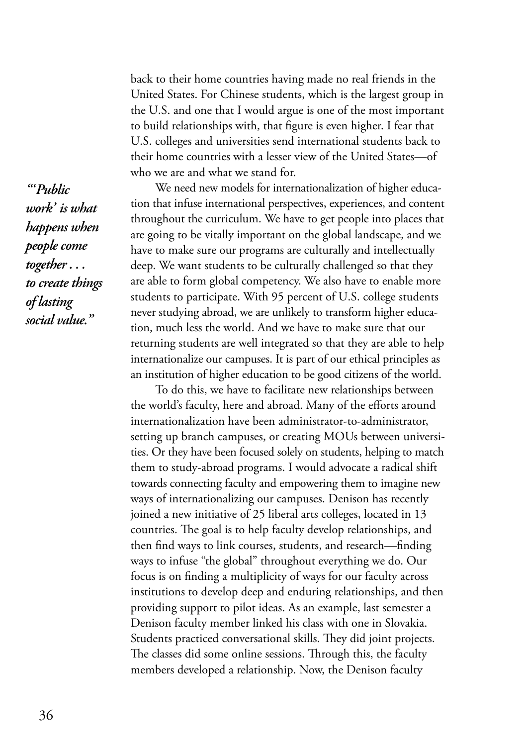back to their home countries having made no real friends in the United States. For Chinese students, which is the largest group in the U.S. and one that I would argue is one of the most important to build relationships with, that figure is even higher. I fear that U.S. colleges and universities send international students back to their home countries with a lesser view of the United States—of who we are and what we stand for.

> ***"'Public work' is what happens when people come together . . . to create things of lasting social value."***

We need new models for internationalization of higher education that infuse international perspectives, experiences, and content throughout the curriculum. We have to get people into places that are going to be vitally important on the global landscape, and we have to make sure our programs are culturally and intellectually deep. We want students to be culturally challenged so that they are able to form global competency. We also have to enable more students to participate. With 95 percent of U.S. college students never studying abroad, we are unlikely to transform higher education, much less the world. And we have to make sure that our returning students are well integrated so that they are able to help internationalize our campuses. It is part of our ethical principles as an institution of higher education to be good citizens of the world.

To do this, we have to facilitate new relationships between the world's faculty, here and abroad. Many of the efforts around internationalization have been administrator-to-administrator, setting up branch campuses, or creating MOUs between universities. Or they have been focused solely on students, helping to match them to study-abroad programs. I would advocate a radical shift towards connecting faculty and empowering them to imagine new ways of internationalizing our campuses. Denison has recently joined a new initiative of 25 liberal arts colleges, located in 13 countries. The goal is to help faculty develop relationships, and then find ways to link courses, students, and research—finding ways to infuse "the global" throughout everything we do. Our focus is on finding a multiplicity of ways for our faculty across institutions to develop deep and enduring relationships, and then providing support to pilot ideas. As an example, last semester a Denison faculty member linked his class with one in Slovakia. Students practiced conversational skills. They did joint projects. The classes did some online sessions. Through this, the faculty members developed a relationship. Now, the Denison faculty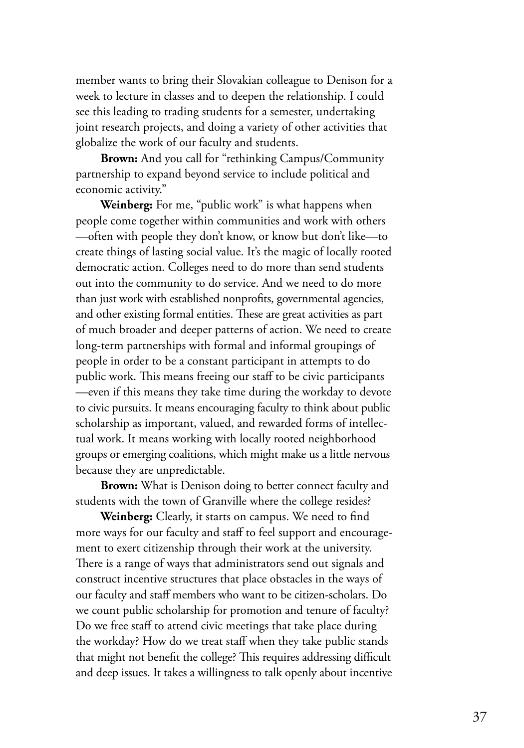member wants to bring their Slovakian colleague to Denison for a week to lecture in classes and to deepen the relationship. I could see this leading to trading students for a semester, undertaking joint research projects, and doing a variety of other activities that globalize the work of our faculty and students.

**Brown:** And you call for "rethinking Campus/Community partnership to expand beyond service to include political and economic activity."

**Weinberg:** For me, "public work" is what happens when people come together within communities and work with others —often with people they don't know, or know but don't like—to create things of lasting social value. It's the magic of locally rooted democratic action. Colleges need to do more than send students out into the community to do service. And we need to do more than just work with established nonprofits, governmental agencies, and other existing formal entities. These are great activities as part of much broader and deeper patterns of action. We need to create long-term partnerships with formal and informal groupings of people in order to be a constant participant in attempts to do public work. This means freeing our staff to be civic participants —even if this means they take time during the workday to devote to civic pursuits. It means encouraging faculty to think about public scholarship as important, valued, and rewarded forms of intellectual work. It means working with locally rooted neighborhood groups or emerging coalitions, which might make us a little nervous because they are unpredictable.

**Brown:** What is Denison doing to better connect faculty and students with the town of Granville where the college resides?

**Weinberg:** Clearly, it starts on campus. We need to find more ways for our faculty and staff to feel support and encouragement to exert citizenship through their work at the university. There is a range of ways that administrators send out signals and construct incentive structures that place obstacles in the ways of our faculty and staff members who want to be citizen-scholars. Do we count public scholarship for promotion and tenure of faculty? Do we free staff to attend civic meetings that take place during the workday? How do we treat staff when they take public stands that might not benefit the college? This requires addressing difficult and deep issues. It takes a willingness to talk openly about incentive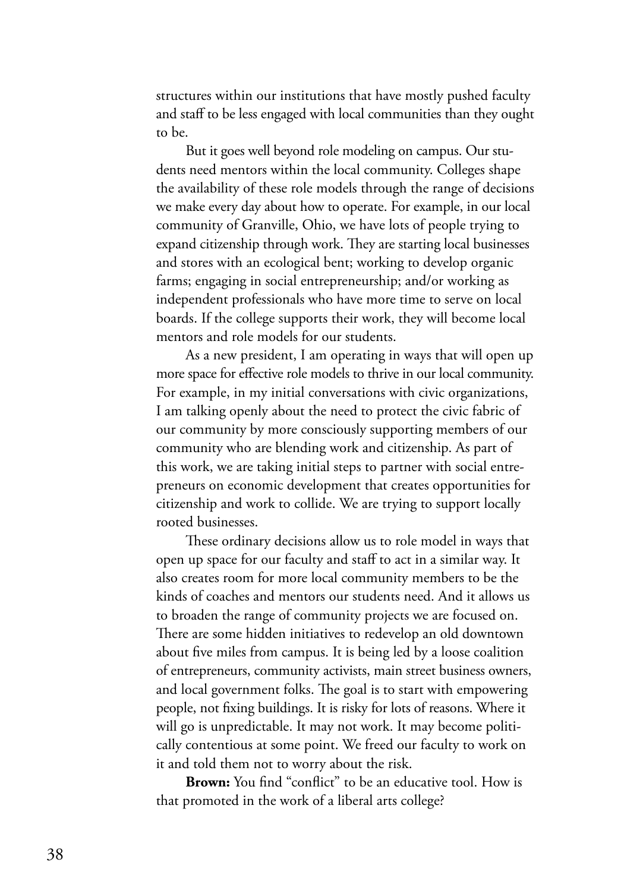structures within our institutions that have mostly pushed faculty and staff to be less engaged with local communities than they ought to be.

But it goes well beyond role modeling on campus. Our students need mentors within the local community. Colleges shape the availability of these role models through the range of decisions we make every day about how to operate. For example, in our local community of Granville, Ohio, we have lots of people trying to expand citizenship through work. They are starting local businesses and stores with an ecological bent; working to develop organic farms; engaging in social entrepreneurship; and/or working as independent professionals who have more time to serve on local boards. If the college supports their work, they will become local mentors and role models for our students.

As a new president, I am operating in ways that will open up more space for effective role models to thrive in our local community. For example, in my initial conversations with civic organizations, I am talking openly about the need to protect the civic fabric of our community by more consciously supporting members of our community who are blending work and citizenship. As part of this work, we are taking initial steps to partner with social entrepreneurs on economic development that creates opportunities for citizenship and work to collide. We are trying to support locally rooted businesses.

These ordinary decisions allow us to role model in ways that open up space for our faculty and staff to act in a similar way. It also creates room for more local community members to be the kinds of coaches and mentors our students need. And it allows us to broaden the range of community projects we are focused on. There are some hidden initiatives to redevelop an old downtown about five miles from campus. It is being led by a loose coalition of entrepreneurs, community activists, main street business owners, and local government folks. The goal is to start with empowering people, not fixing buildings. It is risky for lots of reasons. Where it will go is unpredictable. It may not work. It may become politically contentious at some point. We freed our faculty to work on it and told them not to worry about the risk.

**Brown:** You find "conflict" to be an educative tool. How is that promoted in the work of a liberal arts college?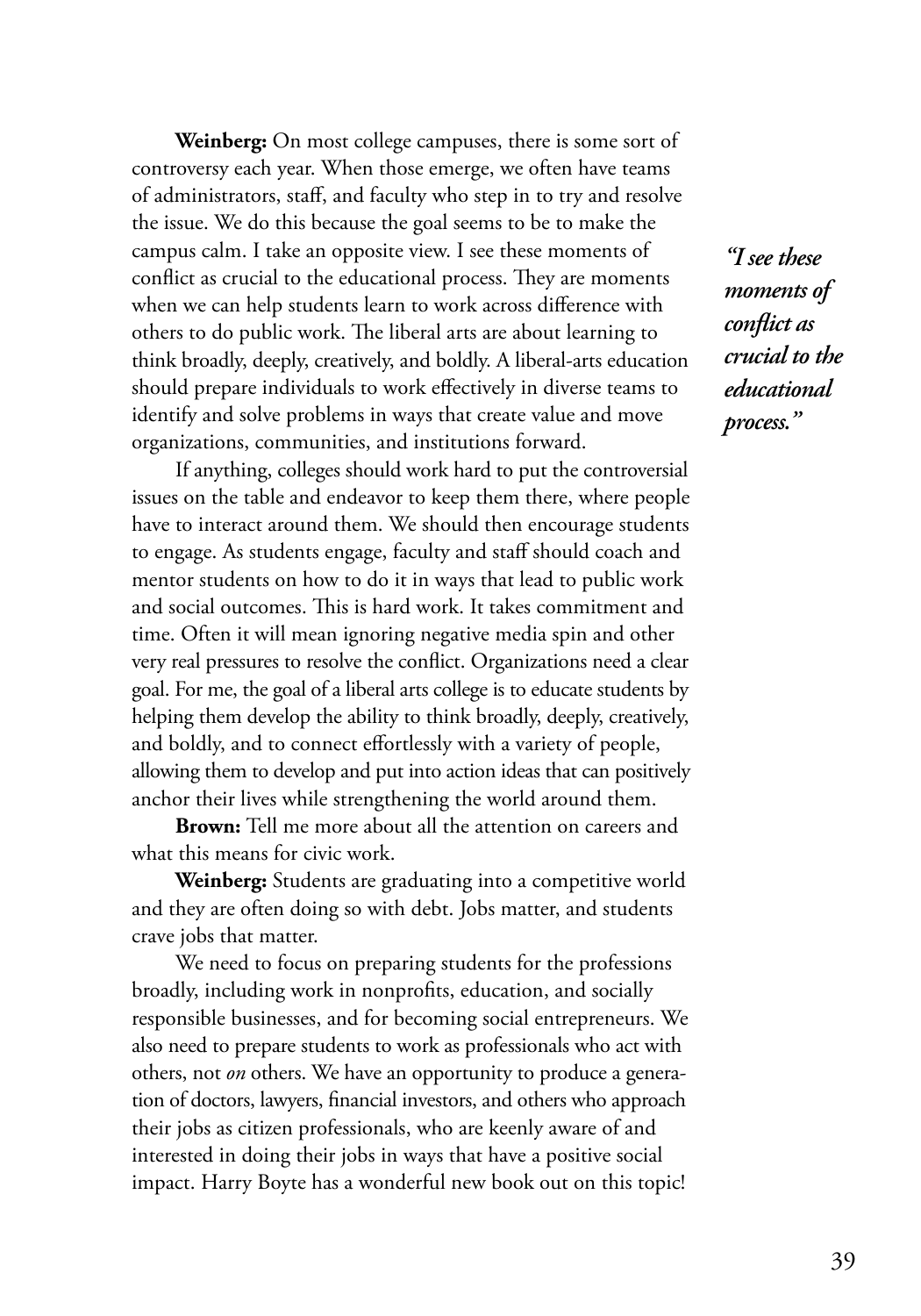**Weinberg:** On most college campuses, there is some sort of controversy each year. When those emerge, we often have teams of administrators, staff, and faculty who step in to try and resolve the issue. We do this because the goal seems to be to make the campus calm. I take an opposite view. I see these moments of conflict as crucial to the educational process. They are moments when we can help students learn to work across difference with others to do public work. The liberal arts are about learning to think broadly, deeply, creatively, and boldly. A liberal-arts education should prepare individuals to work effectively in diverse teams to identify and solve problems in ways that create value and move organizations, communities, and institutions forward.

*"I see these moments of conflict as crucial to the educational process."*

If anything, colleges should work hard to put the controversial issues on the table and endeavor to keep them there, where people have to interact around them. We should then encourage students to engage. As students engage, faculty and staff should coach and mentor students on how to do it in ways that lead to public work and social outcomes. This is hard work. It takes commitment and time. Often it will mean ignoring negative media spin and other very real pressures to resolve the conflict. Organizations need a clear goal. For me, the goal of a liberal arts college is to educate students by helping them develop the ability to think broadly, deeply, creatively, and boldly, and to connect effortlessly with a variety of people, allowing them to develop and put into action ideas that can positively anchor their lives while strengthening the world around them.

**Brown:** Tell me more about all the attention on careers and what this means for civic work.

**Weinberg:** Students are graduating into a competitive world and they are often doing so with debt. Jobs matter, and students crave jobs that matter.

We need to focus on preparing students for the professions broadly, including work in nonprofits, education, and socially responsible businesses, and for becoming social entrepreneurs. We also need to prepare students to work as professionals who act with others, not *on* others. We have an opportunity to produce a generation of doctors, lawyers, financial investors, and others who approach their jobs as citizen professionals, who are keenly aware of and interested in doing their jobs in ways that have a positive social impact. Harry Boyte has a wonderful new book out on this topic!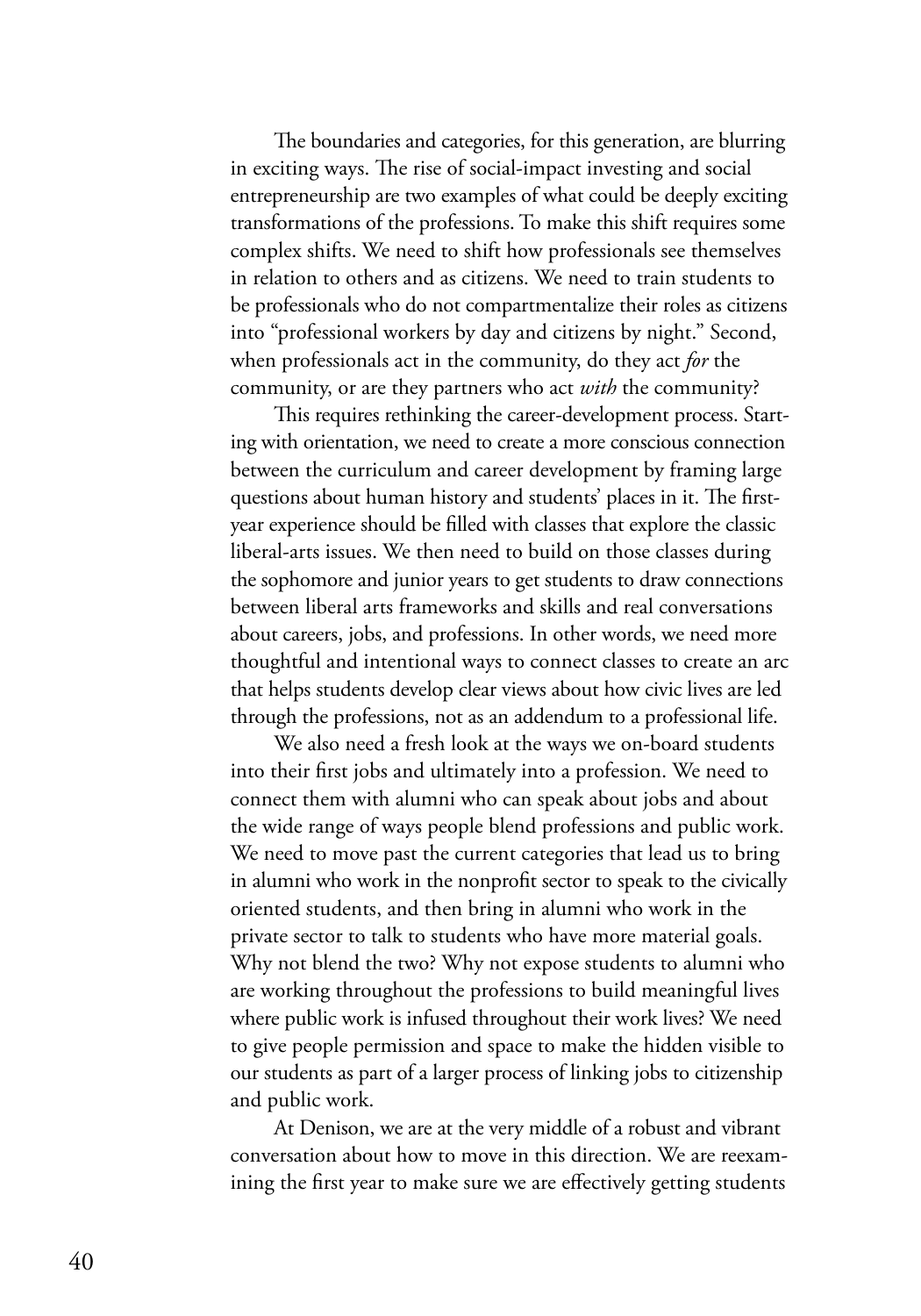The boundaries and categories, for this generation, are blurring in exciting ways. The rise of social-impact investing and social entrepreneurship are two examples of what could be deeply exciting transformations of the professions. To make this shift requires some complex shifts. We need to shift how professionals see themselves in relation to others and as citizens. We need to train students to be professionals who do not compartmentalize their roles as citizens into "professional workers by day and citizens by night." Second, when professionals act in the community, do they act *for* the community, or are they partners who act *with* the community?

This requires rethinking the career-development process. Starting with orientation, we need to create a more conscious connection between the curriculum and career development by framing large questions about human history and students' places in it. The first-year experience should be filled with classes that explore the classic liberal-arts issues. We then need to build on those classes during the sophomore and junior years to get students to draw connections between liberal arts frameworks and skills and real conversations about careers, jobs, and professions. In other words, we need more thoughtful and intentional ways to connect classes to create an arc that helps students develop clear views about how civic lives are led through the professions, not as an addendum to a professional life.

We also need a fresh look at the ways we on-board students into their first jobs and ultimately into a profession. We need to connect them with alumni who can speak about jobs and about the wide range of ways people blend professions and public work. We need to move past the current categories that lead us to bring in alumni who work in the nonprofit sector to speak to the civically oriented students, and then bring in alumni who work in the private sector to talk to students who have more material goals. Why not blend the two? Why not expose students to alumni who are working throughout the professions to build meaningful lives where public work is infused throughout their work lives? We need to give people permission and space to make the hidden visible to our students as part of a larger process of linking jobs to citizenship and public work.

At Denison, we are at the very middle of a robust and vibrant conversation about how to move in this direction. We are reexamining the first year to make sure we are effectively getting students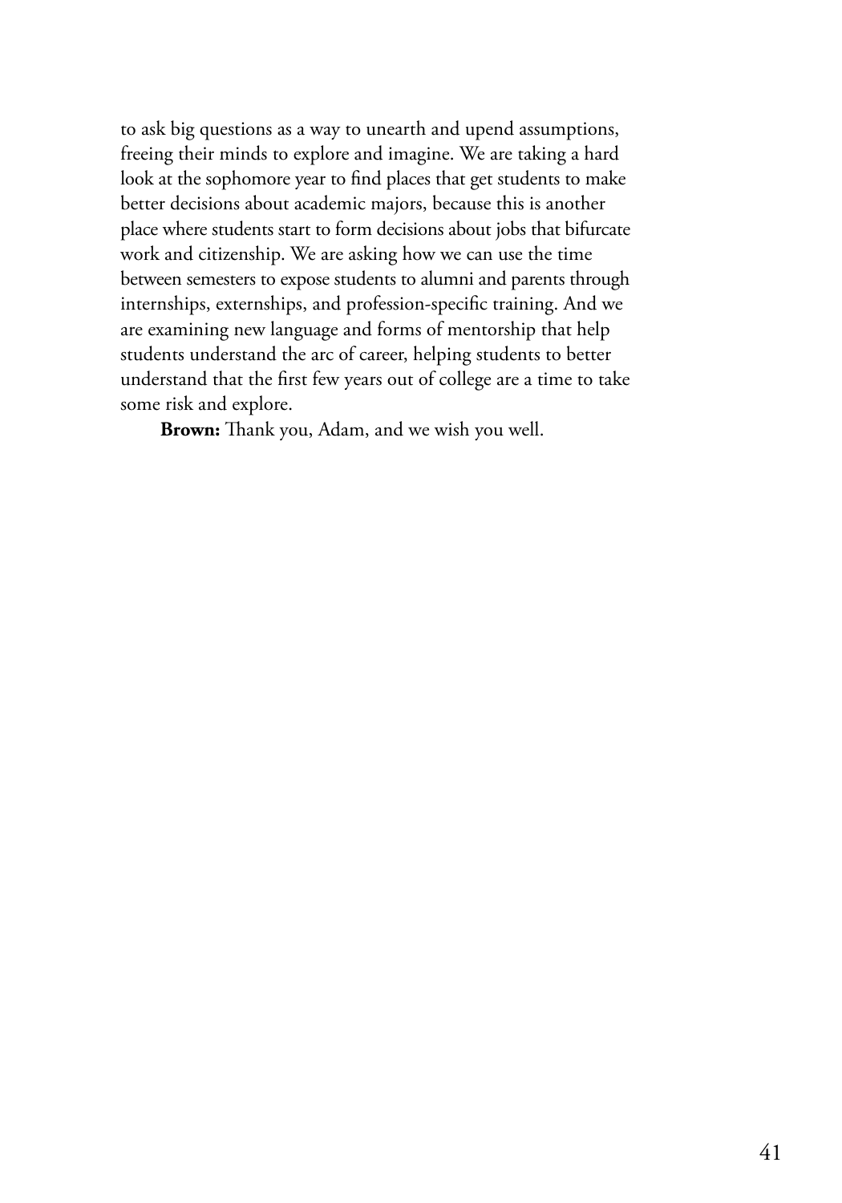to ask big questions as a way to unearth and upend assumptions, freeing their minds to explore and imagine. We are taking a hard look at the sophomore year to find places that get students to make better decisions about academic majors, because this is another place where students start to form decisions about jobs that bifurcate work and citizenship. We are asking how we can use the time between semesters to expose students to alumni and parents through internships, externships, and profession-specific training. And we are examining new language and forms of mentorship that help students understand the arc of career, helping students to better understand that the first few years out of college are a time to take some risk and explore.

**Brown:** Thank you, Adam, and we wish you well.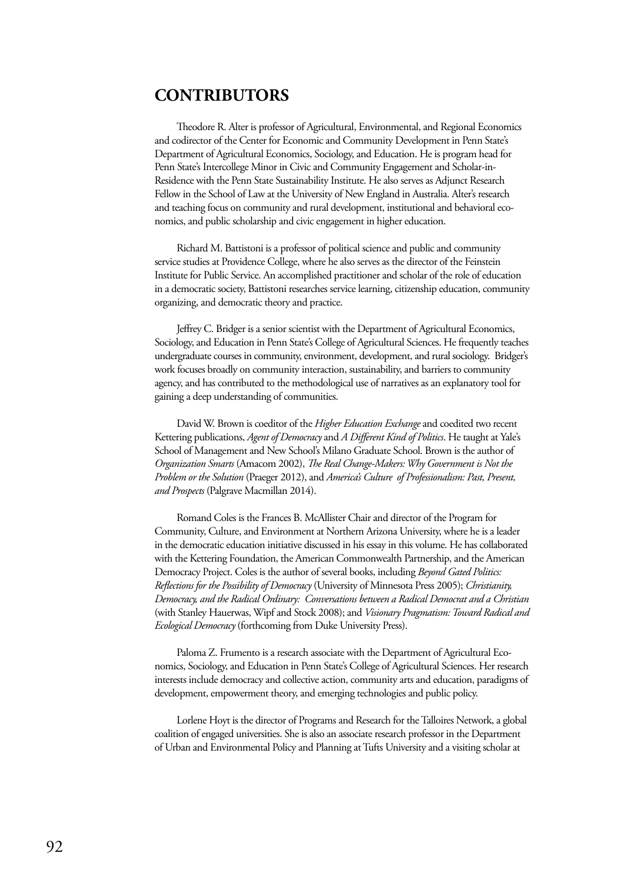## CONTRIBUTORS

Theodore R. Alter is professor of Agricultural, Environmental, and Regional Economics and codirector of the Center for Economic and Community Development in Penn State's Department of Agricultural Economics, Sociology, and Education. He is program head for Penn State's Intercollege Minor in Civic and Community Engagement and Scholar-in-Residence with the Penn State Sustainability Institute. He also serves as Adjunct Research Fellow in the School of Law at the University of New England in Australia. Alter's research and teaching focus on community and rural development, institutional and behavioral economics, and public scholarship and civic engagement in higher education.

Richard M. Battistoni is a professor of political science and public and community service studies at Providence College, where he also serves as the director of the Feinstein Institute for Public Service. An accomplished practitioner and scholar of the role of education in a democratic society, Battistoni researches service learning, citizenship education, community organizing, and democratic theory and practice.

Jeffrey C. Bridger is a senior scientist with the Department of Agricultural Economics, Sociology, and Education in Penn State's College of Agricultural Sciences. He frequently teaches undergraduate courses in community, environment, development, and rural sociology. Bridger's work focuses broadly on community interaction, sustainability, and barriers to community agency, and has contributed to the methodological use of narratives as an explanatory tool for gaining a deep understanding of communities.

David W. Brown is coeditor of the *Higher Education Exchange* and coedited two recent Kettering publications, *Agent of Democracy* and *A Different Kind of Politics*. He taught at Yale's School of Management and New School's Milano Graduate School. Brown is the author of *Organization Smarts* (Amacom 2002), *The Real Change-Makers: Why Government is Not the Problem or the Solution* (Praeger 2012), and *America's Culture of Professionalism: Past, Present, and Prospects* (Palgrave Macmillan 2014).

Romand Coles is the Frances B. McAllister Chair and director of the Program for Community, Culture, and Environment at Northern Arizona University, where he is a leader in the democratic education initiative discussed in his essay in this volume. He has collaborated with the Kettering Foundation, the American Commonwealth Partnership, and the American Democracy Project. Coles is the author of several books, including *Beyond Gated Politics: Reflections for the Possibility of Democracy* (University of Minnesota Press 2005); *Christianity, Democracy, and the Radical Ordinary: Conversations between a Radical Democrat and a Christian* (with Stanley Hauerwas, Wipf and Stock 2008); and *Visionary Pragmatism: Toward Radical and Ecological Democracy* (forthcoming from Duke University Press).

Paloma Z. Frumento is a research associate with the Department of Agricultural Economics, Sociology, and Education in Penn State's College of Agricultural Sciences. Her research interests include democracy and collective action, community arts and education, paradigms of development, empowerment theory, and emerging technologies and public policy.

Lorlene Hoyt is the director of Programs and Research for the Talloires Network, a global coalition of engaged universities. She is also an associate research professor in the Department of Urban and Environmental Policy and Planning at Tufts University and a visiting scholar at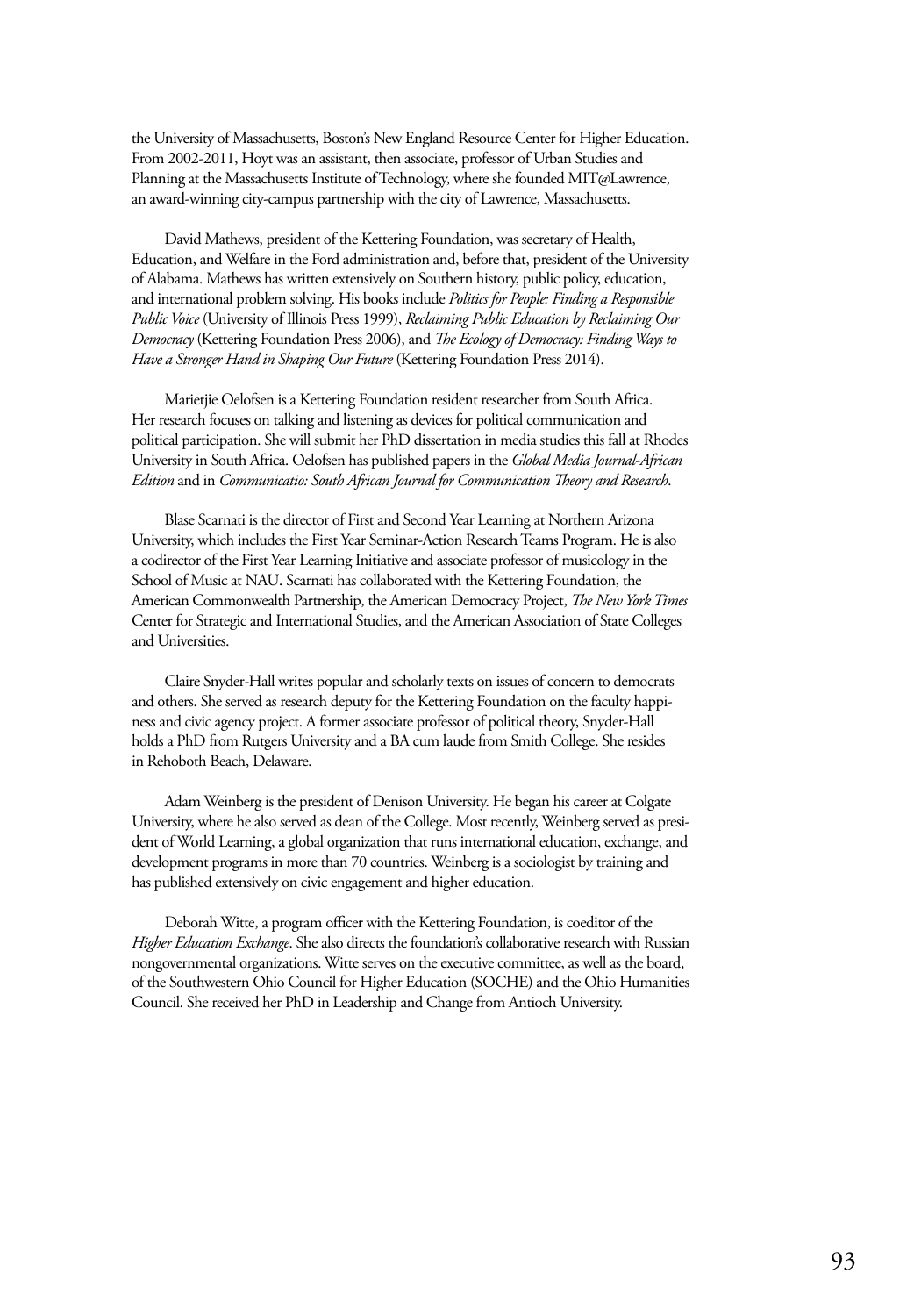the University of Massachusetts, Boston's New England Resource Center for Higher Education. From 2002-2011, Hoyt was an assistant, then associate, professor of Urban Studies and Planning at the Massachusetts Institute of Technology, where she founded MIT@Lawrence, an award-winning city-campus partnership with the city of Lawrence, Massachusetts.

David Mathews, president of the Kettering Foundation, was secretary of Health, Education, and Welfare in the Ford administration and, before that, president of the University of Alabama. Mathews has written extensively on Southern history, public policy, education, and international problem solving. His books include *Politics for People: Finding a Responsible Public Voice* (University of Illinois Press 1999), *Reclaiming Public Education by Reclaiming Our Democracy* (Kettering Foundation Press 2006), and *The Ecology of Democracy: Finding Ways to Have a Stronger Hand in Shaping Our Future* (Kettering Foundation Press 2014).

Marietjie Oelofsen is a Kettering Foundation resident researcher from South Africa. Her research focuses on talking and listening as devices for political communication and political participation. She will submit her PhD dissertation in media studies this fall at Rhodes University in South Africa. Oelofsen has published papers in the *Global Media Journal-African Edition* and in *Communicatio: South African Journal for Communication Theory and Research*.

Blase Scarnati is the director of First and Second Year Learning at Northern Arizona University, which includes the First Year Seminar-Action Research Teams Program. He is also a codirector of the First Year Learning Initiative and associate professor of musicology in the School of Music at NAU. Scarnati has collaborated with the Kettering Foundation, the American Commonwealth Partnership, the American Democracy Project, *The New York Times* Center for Strategic and International Studies, and the American Association of State Colleges and Universities.

Claire Snyder-Hall writes popular and scholarly texts on issues of concern to democrats and others. She served as research deputy for the Kettering Foundation on the faculty happiness and civic agency project. A former associate professor of political theory, Snyder-Hall holds a PhD from Rutgers University and a BA cum laude from Smith College. She resides in Rehoboth Beach, Delaware.

Adam Weinberg is the president of Denison University. He began his career at Colgate University, where he also served as dean of the College. Most recently, Weinberg served as president of World Learning, a global organization that runs international education, exchange, and development programs in more than 70 countries. Weinberg is a sociologist by training and has published extensively on civic engagement and higher education.

Deborah Witte, a program officer with the Kettering Foundation, is coeditor of the *Higher Education Exchange*. She also directs the foundation's collaborative research with Russian nongovernmental organizations. Witte serves on the executive committee, as well as the board, of the Southwestern Ohio Council for Higher Education (SOCHE) and the Ohio Humanities Council. She received her PhD in Leadership and Change from Antioch University.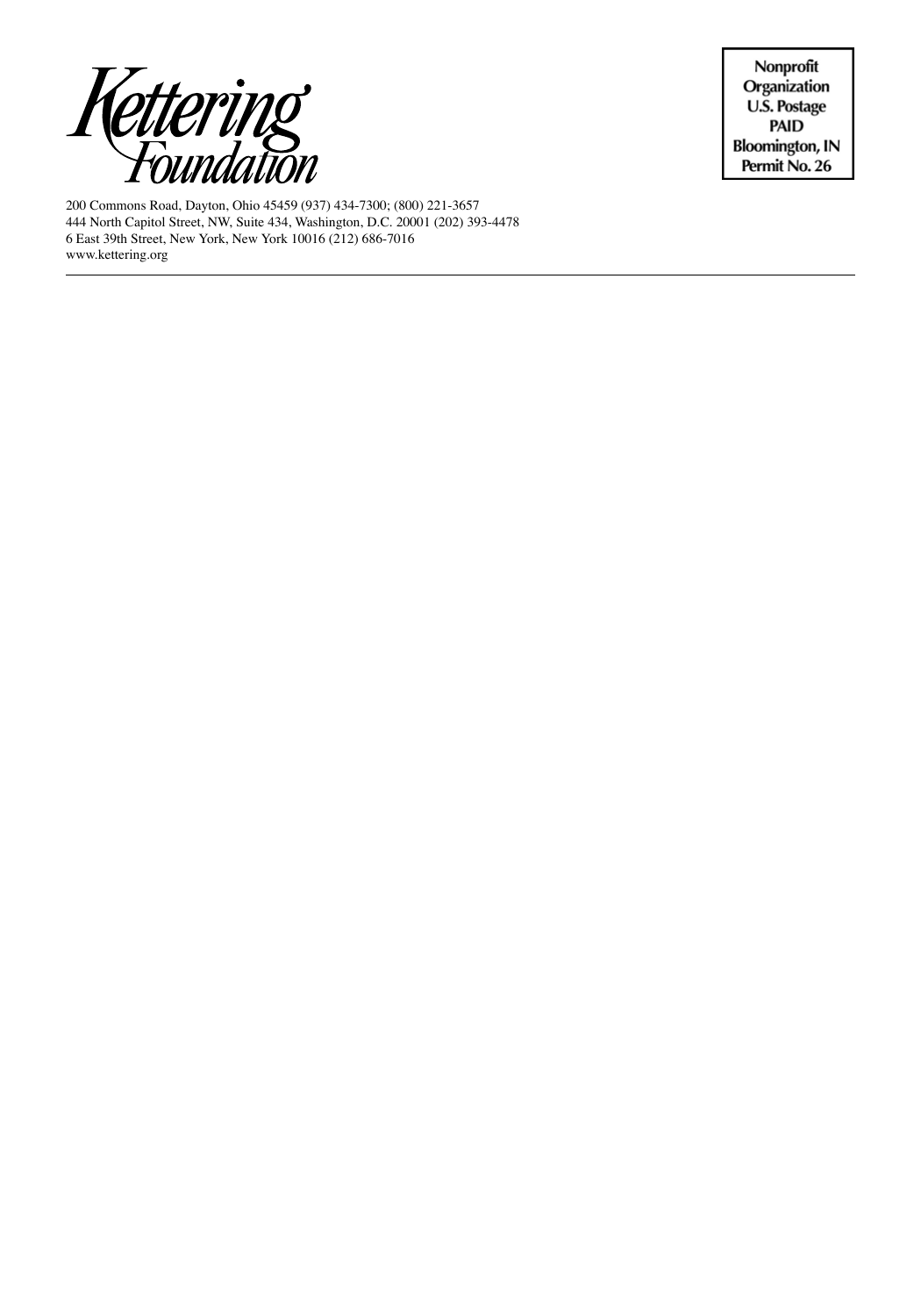Kettering Foundation

Nonprofit
Organization
U.S. Postage
PAID
Bloomington, IN
Permit No. 26

200 Commons Road, Dayton, Ohio 45459 (937) 434-7300; (800) 221-3657
444 North Capitol Street, NW, Suite 434, Washington, D.C. 20001 (202) 393-4478
6 East 39th Street, New York, New York 10016 (212) 686-7016
www.kettering.org